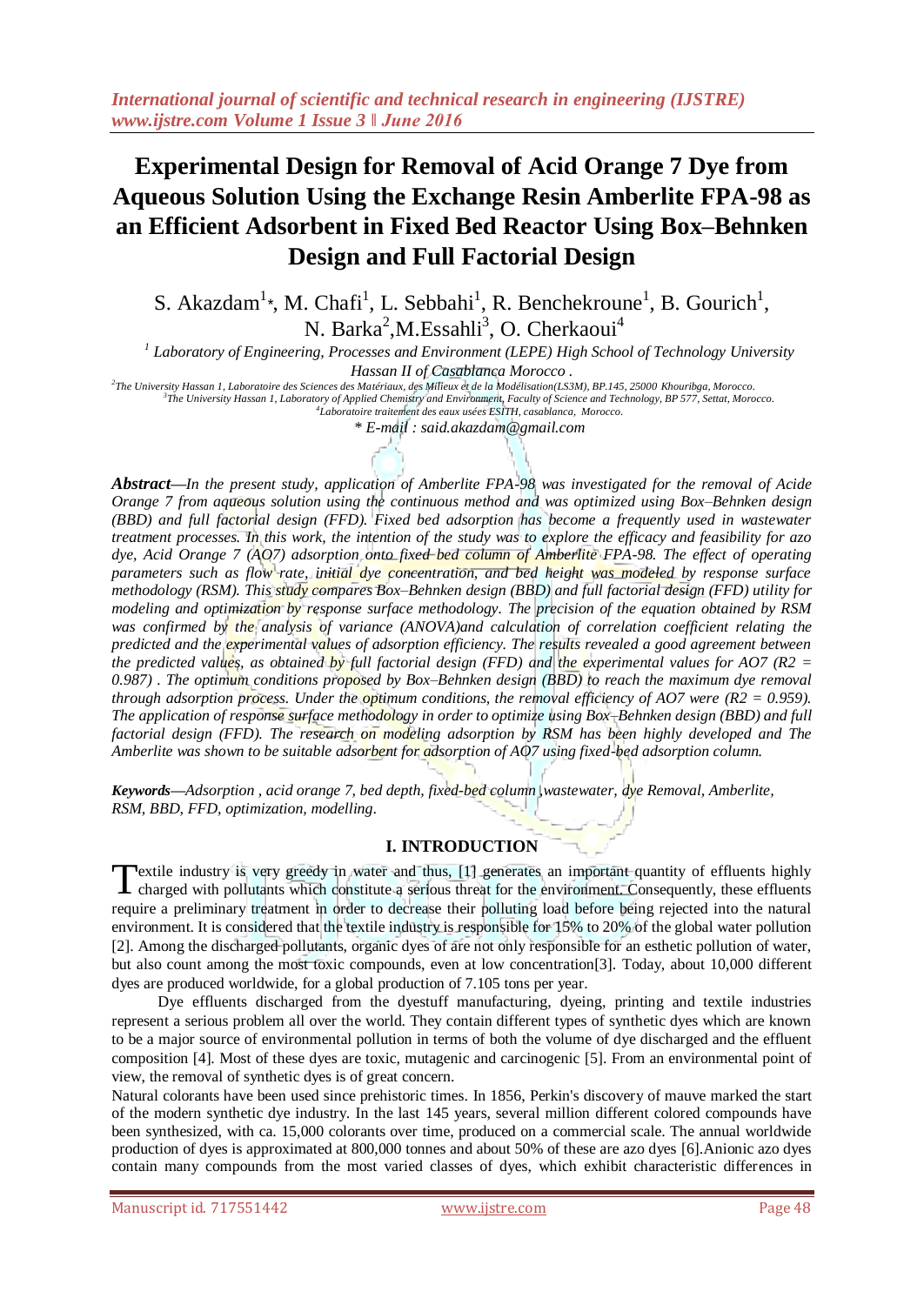# Experimental Design for Removal of Acid Orange 7 Dye from Aqueous Solution Using the Exchange Resin Amberlite FPA-98 as an Efficient Adsorbent in Fixed Bed Reactor Using Box–Behnken Design and Full Factorial Design

S. Akazdam[1]*, M. Chafi[1], L. Sebbahi[1], R. Benchekroune[1], B. Gourich[1], N. Barka[2], M. Essahli[3], O. Cherkaoui[4]

[1] *Laboratory of Engineering, Processes and Environment (LEPE) High School of Technology University Hassan II of Casablanca Morocco .*

[2] *The University Hassan 1, Laboratoire des Sciences des Matériaux, des Milieux et de la Modélisation(LS3M), BP.145, 25000 Khouribga, Morocco.*

[3] *The University Hassan 1, Laboratory of Applied Chemistry and Environment, Faculty of Science and Technology, BP 577, Settat, Morocco.*

[4] *Laboratoire traitement des eaux usées ESITH, casablanca, Morocco.*

*\* E-mail : said.akazdam@gmail.com*

***Abstract***—*In the present study, application of Amberlite FPA-98 was investigated for the removal of Acide Orange 7 from aqueous solution using the continuous method and was optimized using Box–Behnken design (BBD) and full factorial design (FFD). Fixed bed adsorption has become a frequently used in wastewater treatment processes. In this work, the intention of the study was to explore the efficacy and feasibility for azo dye, Acid Orange 7 (AO7) adsorption onto fixed-bed column of Amberlite FPA-98. The effect of operating parameters such as flow rate, initial dye concentration, and bed height was modeled by response surface methodology (RSM). This study compares Box–Behnken design (BBD) and full factorial design (FFD) utility for modeling and optimization by response surface methodology. The precision of the equation obtained by RSM was confirmed by the analysis of variance (ANOVA)and calculation of correlation coefficient relating the predicted and the experimental values of adsorption efficiency. The results revealed a good agreement between the predicted values, as obtained by full factorial design (FFD) and the experimental values for AO7 (R2 = 0.987) . The optimum conditions proposed by Box–Behnken design (BBD) to reach the maximum dye removal through adsorption process. Under the optimum conditions, the removal efficiency of AO7 were (R2 = 0.959). The application of response surface methodology in order to optimize using Box–Behnken design (BBD) and full factorial design (FFD). The research on modeling adsorption by RSM has been highly developed and The Amberlite was shown to be suitable adsorbent for adsorption of AO7 using fixed-bed adsorption column.*

***Keywords***—*Adsorption , acid orange 7, bed depth, fixed-bed column ,wastewater, dye Removal, Amberlite, RSM, BBD, FFD, optimization, modelling.*

## I. INTRODUCTION

Textile industry is very greedy in water and thus, [1] generates an important quantity of effluents highly charged with pollutants which constitute a serious threat for the environment. Consequently, these effluents require a preliminary treatment in order to decrease their polluting load before being rejected into the natural environment. It is considered that the textile industry is responsible for 15% to 20% of the global water pollution [2]. Among the discharged pollutants, organic dyes of are not only responsible for an esthetic pollution of water, but also count among the most toxic compounds, even at low concentration[3]. Today, about 10,000 different dyes are produced worldwide, for a global production of 7.105 tons per year.

Dye effluents discharged from the dyestuff manufacturing, dyeing, printing and textile industries represent a serious problem all over the world. They contain different types of synthetic dyes which are known to be a major source of environmental pollution in terms of both the volume of dye discharged and the effluent composition [4]. Most of these dyes are toxic, mutagenic and carcinogenic [5]. From an environmental point of view, the removal of synthetic dyes is of great concern.

Natural colorants have been used since prehistoric times. In 1856, Perkin's discovery of mauve marked the start of the modern synthetic dye industry. In the last 145 years, several million different colored compounds have been synthesized, with ca. 15,000 colorants over time, produced on a commercial scale. The annual worldwide production of dyes is approximated at 800,000 tonnes and about 50% of these are azo dyes [6].Anionic azo dyes contain many compounds from the most varied classes of dyes, which exhibit characteristic differences in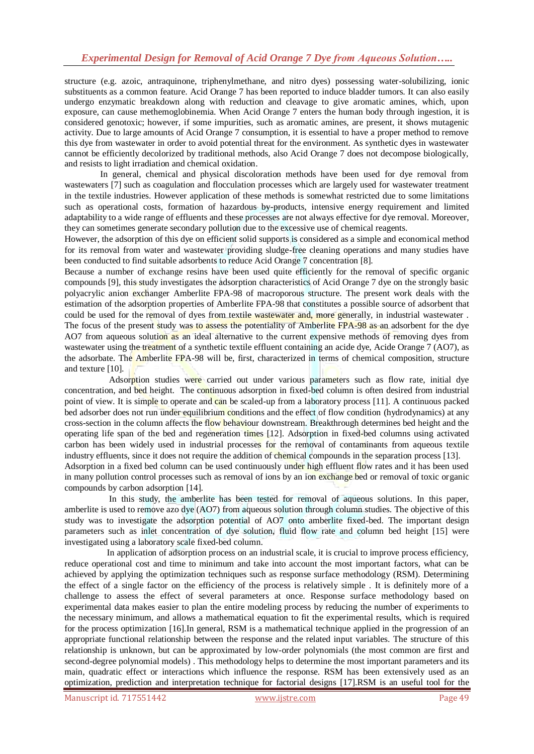structure (e.g. azoic, antraquinone, triphenylmethane, and nitro dyes) possessing water-solubilizing, ionic substituents as a common feature. Acid Orange 7 has been reported to induce bladder tumors. It can also easily undergo enzymatic breakdown along with reduction and cleavage to give aromatic amines, which, upon exposure, can cause methemoglobinemia. When Acid Orange 7 enters the human body through ingestion, it is considered genotoxic; however, if some impurities, such as aromatic amines, are present, it shows mutagenic activity. Due to large amounts of Acid Orange 7 consumption, it is essential to have a proper method to remove this dye from wastewater in order to avoid potential threat for the environment. As synthetic dyes in wastewater cannot be efficiently decolorized by traditional methods, also Acid Orange 7 does not decompose biologically, and resists to light irradiation and chemical oxidation.

In general, chemical and physical discoloration methods have been used for dye removal from wastewaters [7] such as coagulation and flocculation processes which are largely used for wastewater treatment in the textile industries. However application of these methods is somewhat restricted due to some limitations such as operational costs, formation of hazardous by-products, intensive energy requirement and limited adaptability to a wide range of effluents and these processes are not always effective for dye removal. Moreover, they can sometimes generate secondary pollution due to the excessive use of chemical reagents.

However, the adsorption of this dye on efficient solid supports is considered as a simple and economical method for its removal from water and wastewater providing sludge-free cleaning operations and many studies have been conducted to find suitable adsorbents to reduce Acid Orange 7 concentration [8].

Because a number of exchange resins have been used quite efficiently for the removal of specific organic compounds [9], this study investigates the adsorption characteristics of Acid Orange 7 dye on the strongly basic polyacrylic anion exchanger Amberlite FPA-98 of macroporous structure. The present work deals with the estimation of the adsorption properties of Amberlite FPA-98 that constitutes a possible source of adsorbent that could be used for the removal of dyes from textile wastewater and, more generally, in industrial wastewater . The focus of the present study was to assess the potentiality of Amberlite FPA-98 as an adsorbent for the dye AO7 from aqueous solution as an ideal alternative to the current expensive methods of removing dyes from wastewater using the treatment of a synthetic textile effluent containing an acide dye, Acide Orange 7 (AO7), as the adsorbate. The Amberlite FPA-98 will be, first, characterized in terms of chemical composition, structure and texture [10].

Adsorption studies were carried out under various parameters such as flow rate, initial dye concentration, and bed height. The continuous adsorption in fixed-bed column is often desired from industrial point of view. It is simple to operate and can be scaled-up from a laboratory process [11]. A continuous packed bed adsorber does not run under equilibrium conditions and the effect of flow condition (hydrodynamics) at any cross-section in the column affects the flow behaviour downstream. Breakthrough determines bed height and the operating life span of the bed and regeneration times [12]. Adsorption in fixed-bed columns using activated carbon has been widely used in industrial processes for the removal of contaminants from aqueous textile industry effluents, since it does not require the addition of chemical compounds in the separation process [13].

Adsorption in a fixed bed column can be used continuously under high effluent flow rates and it has been used in many pollution control processes such as removal of ions by an ion exchange bed or removal of toxic organic compounds by carbon adsorption [14].

In this study, the amberlite has been tested for removal of aqueous solutions. In this paper, amberlite is used to remove azo dye (AO7) from aqueous solution through column studies. The objective of this study was to investigate the adsorption potential of AO7 onto amberlite fixed-bed. The important design parameters such as inlet concentration of dye solution, fluid flow rate and column bed height [15] were investigated using a laboratory scale fixed-bed column.

In application of adsorption process on an industrial scale, it is crucial to improve process efficiency, reduce operational cost and time to minimum and take into account the most important factors, what can be achieved by applying the optimization techniques such as response surface methodology (RSM). Determining the effect of a single factor on the efficiency of the process is relatively simple . It is definitely more of a challenge to assess the effect of several parameters at once. Response surface methodology based on experimental data makes easier to plan the entire modeling process by reducing the number of experiments to the necessary minimum, and allows a mathematical equation to fit the experimental results, which is required for the process optimization [16].In general, RSM is a mathematical technique applied in the progression of an appropriate functional relationship between the response and the related input variables. The structure of this relationship is unknown, but can be approximated by low-order polynomials (the most common are first and second-degree polynomial models) . This methodology helps to determine the most important parameters and its main, quadratic effect or interactions which influence the response. RSM has been extensively used as an optimization, prediction and interpretation technique for factorial designs [17].RSM is an useful tool for the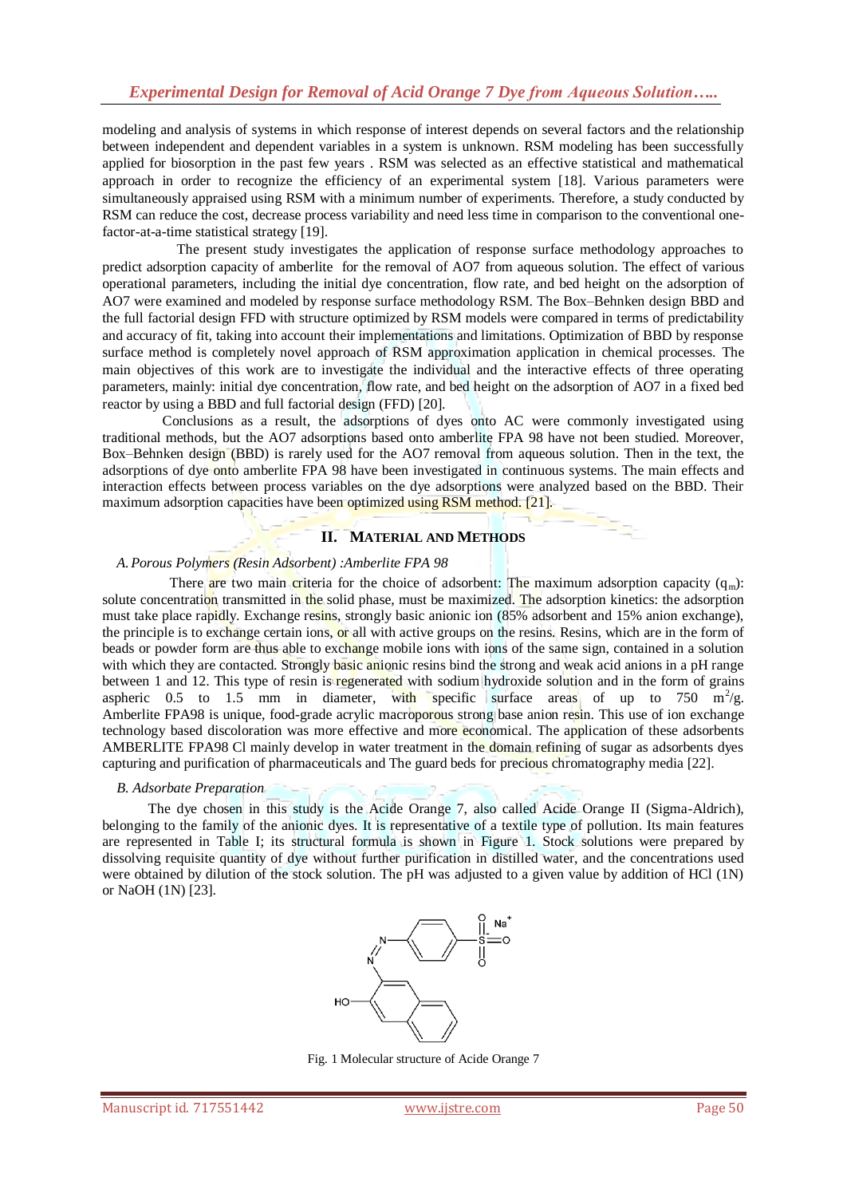modeling and analysis of systems in which response of interest depends on several factors and the relationship between independent and dependent variables in a system is unknown. RSM modeling has been successfully applied for biosorption in the past few years . RSM was selected as an effective statistical and mathematical approach in order to recognize the efficiency of an experimental system [18]. Various parameters were simultaneously appraised using RSM with a minimum number of experiments. Therefore, a study conducted by RSM can reduce the cost, decrease process variability and need less time in comparison to the conventional one-factor-at-a-time statistical strategy [19].

The present study investigates the application of response surface methodology approaches to predict adsorption capacity of amberlite for the removal of AO7 from aqueous solution. The effect of various operational parameters, including the initial dye concentration, flow rate, and bed height on the adsorption of AO7 were examined and modeled by response surface methodology RSM. The Box–Behnken design BBD and the full factorial design FFD with structure optimized by RSM models were compared in terms of predictability and accuracy of fit, taking into account their implementations and limitations. Optimization of BBD by response surface method is completely novel approach of RSM approximation application in chemical processes. The main objectives of this work are to investigate the individual and the interactive effects of three operating parameters, mainly: initial dye concentration, flow rate, and bed height on the adsorption of AO7 in a fixed bed reactor by using a BBD and full factorial design (FFD) [20].

Conclusions as a result, the adsorptions of dyes onto AC were commonly investigated using traditional methods, but the AO7 adsorptions based onto amberlite FPA 98 have not been studied. Moreover, Box–Behnken design (BBD) is rarely used for the AO7 removal from aqueous solution. Then in the text, the adsorptions of dye onto amberlite FPA 98 have been investigated in continuous systems. The main effects and interaction effects between process variables on the dye adsorptions were analyzed based on the BBD. Their maximum adsorption capacities have been optimized using RSM method. [21].

## II. Material and Methods

### *A. Porous Polymers (Resin Adsorbent) :Amberlite FPA 98*

There are two main criteria for the choice of adsorbent: The maximum adsorption capacity ($q_m$): solute concentration transmitted in the solid phase, must be maximized. The adsorption kinetics: the adsorption must take place rapidly. Exchange resins, strongly basic anionic ion (85% adsorbent and 15% anion exchange), the principle is to exchange certain ions, or all with active groups on the resins. Resins, which are in the form of beads or powder form are thus able to exchange mobile ions with ions of the same sign, contained in a solution with which they are contacted. Strongly basic anionic resins bind the strong and weak acid anions in a pH range between 1 and 12. This type of resin is regenerated with sodium hydroxide solution and in the form of grains aspheric 0.5 to 1.5 mm in diameter, with specific surface areas of up to 750 $m^2/g$. Amberlite FPA98 is unique, food-grade acrylic macroporous strong base anion resin. This use of ion exchange technology based discoloration was more effective and more economical. The application of these adsorbents AMBERLITE FPA98 Cl mainly develop in water treatment in the domain refining of sugar as adsorbents dyes capturing and purification of pharmaceuticals and The guard beds for precious chromatography media [22].

### *B. Adsorbate Preparation*

The dye chosen in this study is the Acide Orange 7, also called Acide Orange II (Sigma-Aldrich), belonging to the family of the anionic dyes. It is representative of a textile type of pollution. Its main features are represented in Table I; its structural formula is shown in Figure 1. Stock solutions were prepared by dissolving requisite quantity of dye without further purification in distilled water, and the concentrations used were obtained by dilution of the stock solution. The pH was adjusted to a given value by addition of HCl (1N) or NaOH (1N) [23].

Fig. 1 Molecular structure of Acide Orange 7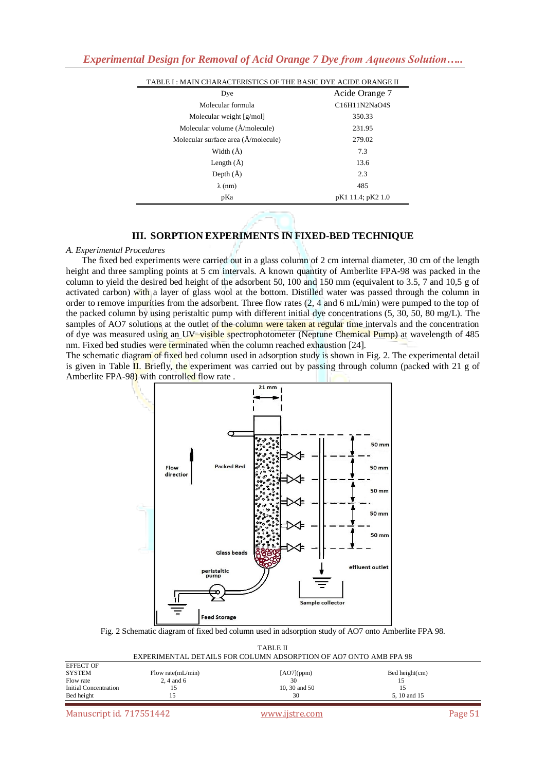TABLE I : MAIN CHARACTERISTICS OF THE BASIC DYE ACIDE ORANGE II

| Dye | Acide Orange 7 |
|---|---|
| Molecular formula | C16H11N2NaO4S |
| Molecular weight [g/mol] | 350.33 |
| Molecular volume (Å/molecule) | 231.95 |
| Molecular surface area (Å/molecule) | 279.02 |
| Width (Å) | 7.3 |
| Length (Å) | 13.6 |
| Depth (Å) | 2.3 |
| λ (nm) | 485 |
| pKa | pK1 11.4; pK2 1.0 |

## III. SORPTION EXPERIMENTS IN FIXED-BED TECHNIQUE

### *A. Experimental Procedures*

The fixed bed experiments were carried out in a glass column of 2 cm internal diameter, 30 cm of the length height and three sampling points at 5 cm intervals. A known quantity of Amberlite FPA-98 was packed in the column to yield the desired bed height of the adsorbent 50, 100 and 150 mm (equivalent to 3.5, 7 and 10,5 g of activated carbon) with a layer of glass wool at the bottom. Distilled water was passed through the column in order to remove impurities from the adsorbent. Three flow rates (2, 4 and 6 mL/min) were pumped to the top of the packed column by using peristaltic pump with different initial dye concentrations (5, 30, 50, 80 mg/L). The samples of AO7 solutions at the outlet of the column were taken at regular time intervals and the concentration of dye was measured using an UV–visible spectrophotometer (Neptune Chemical Pump) at wavelength of 485 nm. Fixed bed studies were terminated when the column reached exhaustion [24].

The schematic diagram of fixed bed column used in adsorption study is shown in Fig. 2. The experimental detail is given in Table II. Briefly, the experiment was carried out by passing through column (packed with 21 g of Amberlite FPA-98) with controlled flow rate .

Fig. 2 Schematic diagram of fixed bed column used in adsorption study of AO7 onto Amberlite FPA 98.

TABLE II
EXPERIMENTAL DETAILS FOR COLUMN ADSORPTION OF AO7 ONTO AMB FPA 98

| EFFECT OF SYSTEM | Flow rate(mL/min) | [AO7](ppm) | Bed height(cm) |
|---|---|---|---|
| Flow rate | 2, 4 and 6 | 30 | 15 |
| Initial Concentration | 15 | 10, 30 and 50 | 15 |
| Bed height | 15 | 30 | 5, 10 and 15 |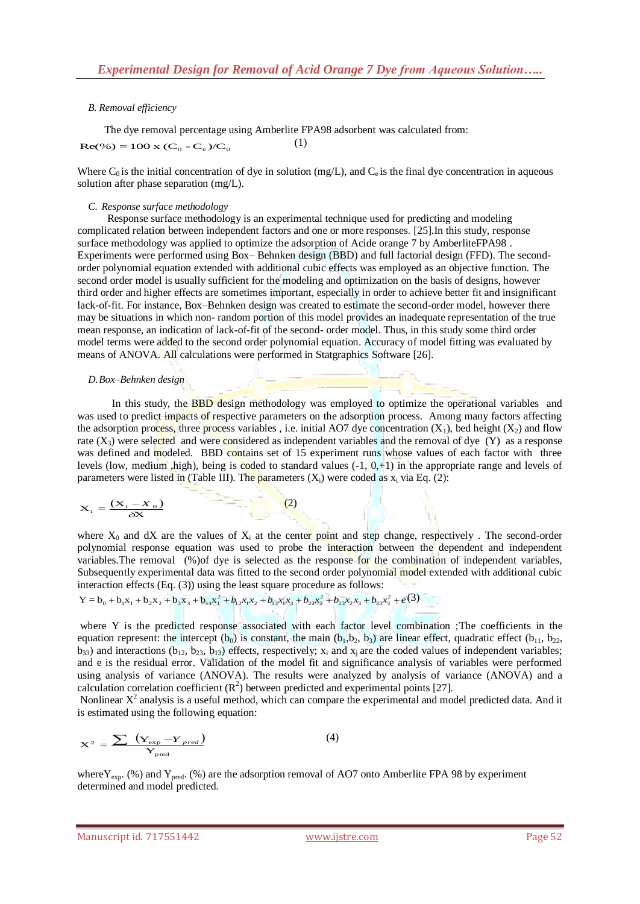*B. Removal efficiency*

The dye removal percentage using Amberlite FPA98 adsorbent was calculated from:

$$Re(\%) = 100 \times (C_o - C_e)/C_o \qquad (1)$$

Where $C_0$ is the initial concentration of dye in solution (mg/L), and $C_e$ is the final dye concentration in aqueous solution after phase separation (mg/L).

*C. Response surface methodology*

Response surface methodology is an experimental technique used for predicting and modeling complicated relation between independent factors and one or more responses. [25].In this study, response surface methodology was applied to optimize the adsorption of Acide orange 7 by AmberliteFPA98 . Experiments were performed using Box– Behnken design (BBD) and full factorial design (FFD). The second-order polynomial equation extended with additional cubic effects was employed as an objective function. The second order model is usually sufficient for the modeling and optimization on the basis of designs, however third order and higher effects are sometimes important, especially in order to achieve better fit and insignificant lack-of-fit. For instance, Box–Behnken design was created to estimate the second-order model, however there may be situations in which non- random portion of this model provides an inadequate representation of the true mean response, an indication of lack-of-fit of the second- order model. Thus, in this study some third order model terms were added to the second order polynomial equation. Accuracy of model fitting was evaluated by means of ANOVA. All calculations were performed in Statgraphics Software [26].

*D. Box–Behnken design*

In this study, the BBD design methodology was employed to optimize the operational variables and was used to predict impacts of respective parameters on the adsorption process. Among many factors affecting the adsorption process, three process variables , i.e. initial AO7 dye concentration ($X_1$), bed height ($X_2$) and flow rate ($X_3$) were selected and were considered as independent variables and the removal of dye (Y) as a response was defined and modeled. BBD contains set of 15 experiment runs whose values of each factor with three levels (low, medium ,high), being is coded to standard values (-1, 0,+1) in the appropriate range and levels of parameters were listed in (Table III). The parameters ($X_i$) were coded as $x_i$ via Eq. (2):

$$X_i = \frac{(X_i - X_o)}{\delta X} \qquad (2)$$

where $X_0$ and dX are the values of $X_i$ at the center point and step change, respectively . The second-order polynomial response equation was used to probe the interaction between the dependent and independent variables.The removal (%)of dye is selected as the response for the combination of independent variables, Subsequently experimental data was fitted to the second order polynomial model extended with additional cubic interaction effects (Eq. (3)) using the least square procedure as follows:

$$Y = b_0 + b_1x_1 + b_2x_2 + b_3x_3 + b_{11}x_1^2 + b_{12}x_1x_2 + b_{13}x_1x_3 + b_{22}x_2^2 + b_{23}x_2x_3 + b_{33}x_3^2 + e \qquad (3)$$

where Y is the predicted response associated with each factor level combination ;The coefficients in the equation represent: the intercept ($b_0$) is constant, the main ($b_1$,$b_2$, $b_3$) are linear effect, quadratic effect ($b_{11}$, $b_{22}$, $b_{33}$) and interactions ($b_{12}$, $b_{23}$, $b_{13}$) effects, respectively; $x_i$ and $x_j$ are the coded values of independent variables; and e is the residual error. Validation of the model fit and significance analysis of variables were performed using analysis of variance (ANOVA). The results were analyzed by analysis of variance (ANOVA) and a calculation correlation coefficient ($R^2$) between predicted and experimental points [27].

Nonlinear $X^2$ analysis is a useful method, which can compare the experimental and model predicted data. And it is estimated using the following equation:

$$X^2 = \frac{\sum (Y_{exp} - Y_{pred})}{Y_{pred}} \qquad (4)$$

where$Y_{exp}$. (%) and $Y_{pred}$. (%) are the adsorption removal of AO7 onto Amberlite FPA 98 by experiment determined and model predicted.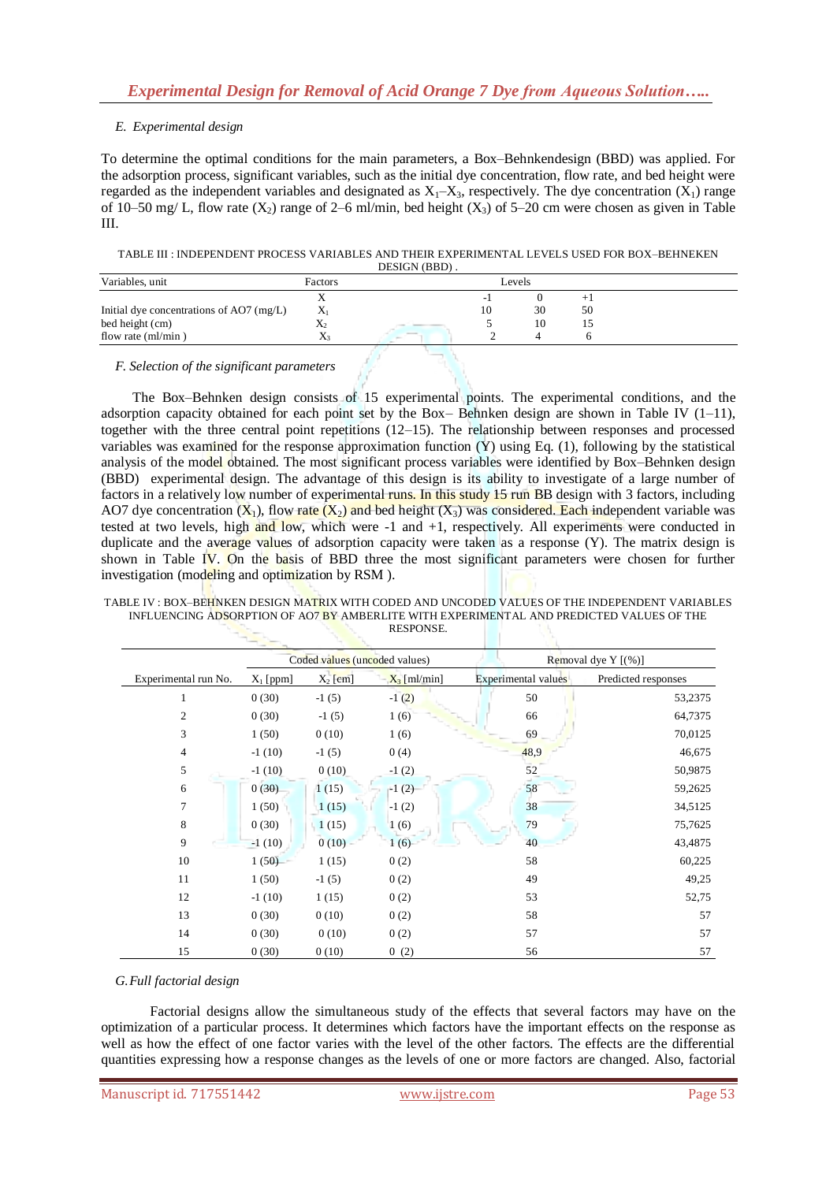### E. Experimental design

To determine the optimal conditions for the main parameters, a Box–Behnkendesign (BBD) was applied. For the adsorption process, significant variables, such as the initial dye concentration, flow rate, and bed height were regarded as the independent variables and designated as $X_1$–$X_3$, respectively. The dye concentration ($X_1$) range of 10–50 mg/ L, flow rate ($X_2$) range of 2–6 ml/min, bed height ($X_3$) of 5–20 cm were chosen as given in Table III.

TABLE III : INDEPENDENT PROCESS VARIABLES AND THEIR EXPERIMENTAL LEVELS USED FOR BOX–BEHNEKEN DESIGN (BBD) .

| Variables, unit | Factors | Levels | | |
|---|---|---|---|---|
| | X | -1 | 0 | +1 |
| Initial dye concentrations of AO7 (mg/L) | $X_1$ | 10 | 30 | 50 |
| bed height (cm) | $X_2$ | 5 | 10 | 15 |
| flow rate (ml/min ) | $X_3$ | 2 | 4 | 6 |

### F. Selection of the significant parameters

The Box–Behnken design consists of 15 experimental points. The experimental conditions, and the adsorption capacity obtained for each point set by the Box– Behnken design are shown in Table IV (1–11), together with the three central point repetitions (12–15). The relationship between responses and processed variables was examined for the response approximation function (Y) using Eq. (1), following by the statistical analysis of the model obtained. The most significant process variables were identified by Box–Behnken design (BBD) experimental design. The advantage of this design is its ability to investigate of a large number of factors in a relatively low number of experimental runs. In this study 15 run BB design with 3 factors, including AO7 dye concentration ($X_1$), flow rate ($X_2$) and bed height ($X_3$) was considered. Each independent variable was tested at two levels, high and low, which were -1 and +1, respectively. All experiments were conducted in duplicate and the average values of adsorption capacity were taken as a response (Y). The matrix design is shown in Table IV. On the basis of BBD three the most significant parameters were chosen for further investigation (modeling and optimization by RSM ).

TABLE IV : BOX–BEHNKEN DESIGN MATRIX WITH CODED AND UNCODED VALUES OF THE INDEPENDENT VARIABLES INFLUENCING ADSORPTION OF AO7 BY AMBERLITE WITH EXPERIMENTAL AND PREDICTED VALUES OF THE RESPONSE.

| | Coded values (uncoded values) | | | Removal dye Y [(%)] | |
|---|---|---|---|---|---|
| Experimental run No. | $X_1$ [ppm] | $X_2$ [cm] | $X_3$ [ml/min] | Experimental values | Predicted responses |
| 1 | 0 (30) | -1 (5) | -1 (2) | 50 | 53,2375 |
| 2 | 0 (30) | -1 (5) | 1 (6) | 66 | 64,7375 |
| 3 | 1 (50) | 0 (10) | 1 (6) | 69 | 70,0125 |
| 4 | -1 (10) | -1 (5) | 0 (4) | 48,9 | 46,675 |
| 5 | -1 (10) | 0 (10) | -1 (2) | 52 | 50,9875 |
| 6 | 0 (30) | 1 (15) | -1 (2) | 58 | 59,2625 |
| 7 | 1 (50) | 1 (15) | -1 (2) | 38 | 34,5125 |
| 8 | 0 (30) | 1 (15) | 1 (6) | 79 | 75,7625 |
| 9 | -1 (10) | 0 (10) | 1 (6) | 40 | 43,4875 |
| 10 | 1 (50) | 1 (15) | 0 (2) | 58 | 60,225 |
| 11 | 1 (50) | -1 (5) | 0 (2) | 49 | 49,25 |
| 12 | -1 (10) | 1 (15) | 0 (2) | 53 | 52,75 |
| 13 | 0 (30) | 0 (10) | 0 (2) | 58 | 57 |
| 14 | 0 (30) | 0 (10) | 0 (2) | 57 | 57 |
| 15 | 0 (30) | 0 (10) | 0 (2) | 56 | 57 |

### G. Full factorial design

Factorial designs allow the simultaneous study of the effects that several factors may have on the optimization of a particular process. It determines which factors have the important effects on the response as well as how the effect of one factor varies with the level of the other factors. The effects are the differential quantities expressing how a response changes as the levels of one or more factors are changed. Also, factorial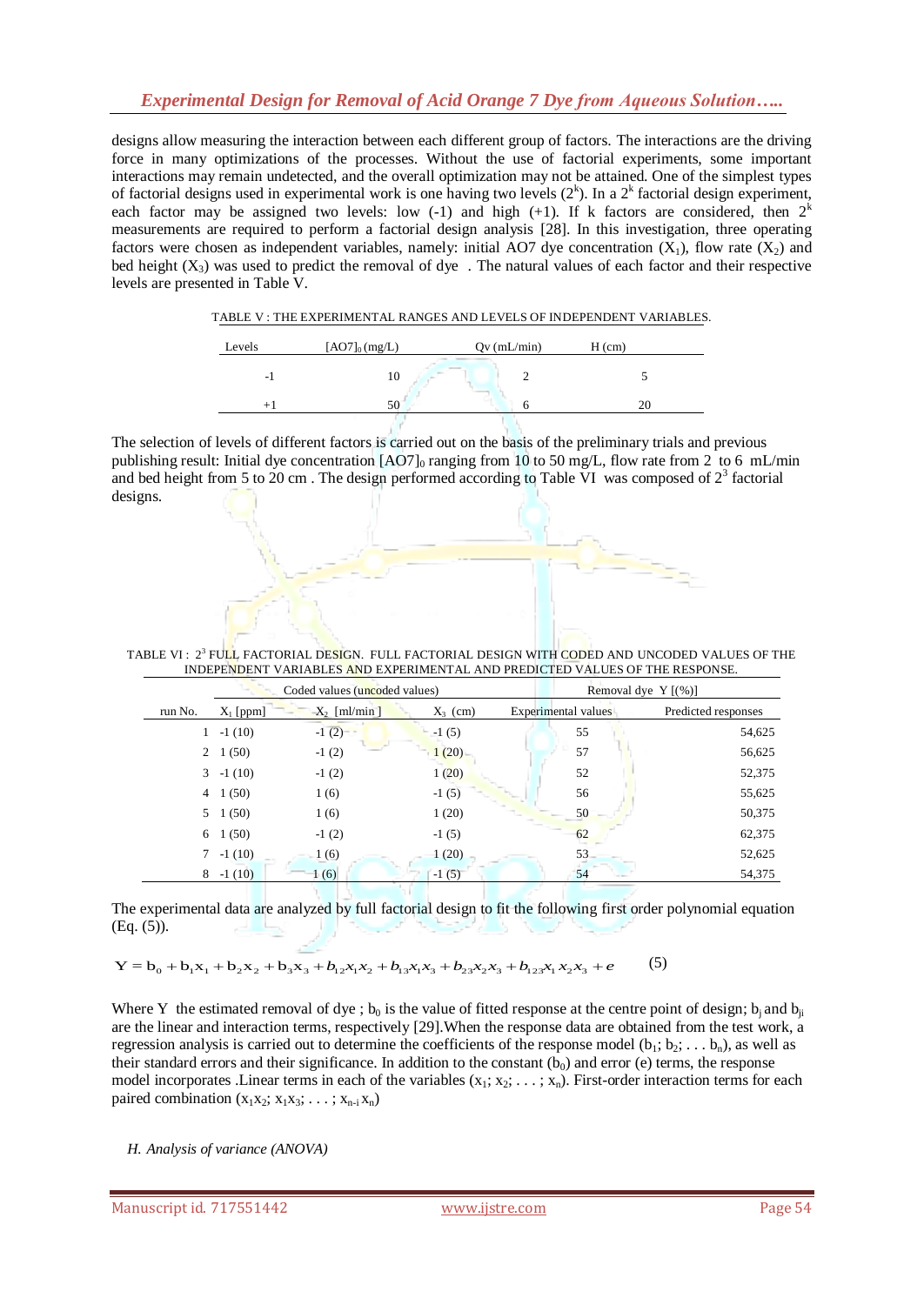designs allow measuring the interaction between each different group of factors. The interactions are the driving force in many optimizations of the processes. Without the use of factorial experiments, some important interactions may remain undetected, and the overall optimization may not be attained. One of the simplest types of factorial designs used in experimental work is one having two levels ($2^k$). In a $2^k$ factorial design experiment, each factor may be assigned two levels: low (-1) and high (+1). If k factors are considered, then $2^k$ measurements are required to perform a factorial design analysis [28]. In this investigation, three operating factors were chosen as independent variables, namely: initial AO7 dye concentration ($X_1$), flow rate ($X_2$) and bed height ($X_3$) was used to predict the removal of dye . The natural values of each factor and their respective levels are presented in Table V.

TABLE V : THE EXPERIMENTAL RANGES AND LEVELS OF INDEPENDENT VARIABLES.

| Levels | $[AO7]_0$ (mg/L) | Qv (mL/min) | H (cm) |
|---|---|---|---|
| -1 | 10 | 2 | 5 |
| +1 | 50 | 6 | 20 |

The selection of levels of different factors is carried out on the basis of the preliminary trials and previous publishing result: Initial dye concentration $[AO7]_0$ ranging from 10 to 50 mg/L, flow rate from 2 to 6 mL/min and bed height from 5 to 20 cm . The design performed according to Table VI was composed of $2^3$ factorial designs.

TABLE VI : $2^3$ FULL FACTORIAL DESIGN. FULL FACTORIAL DESIGN WITH CODED AND UNCODED VALUES OF THE INDEPENDENT VARIABLES AND EXPERIMENTAL AND PREDICTED VALUES OF THE RESPONSE.

| | Coded values (uncoded values) | | | Removal dye Y [(%)] | |
|---|---|---|---|---|---|
| run No. | $X_1$ [ppm] | $X_2$ [ml/min ] | $X_3$ (cm) | Experimental values | Predicted responses |
| 1 | -1 (10) | -1 (2) | -1 (5) | 55 | 54,625 |
| 2 | 1 (50) | -1 (2) | 1 (20) | 57 | 56,625 |
| 3 | -1 (10) | -1 (2) | 1 (20) | 52 | 52,375 |
| 4 | 1 (50) | 1 (6) | -1 (5) | 56 | 55,625 |
| 5 | 1 (50) | 1 (6) | 1 (20) | 50 | 50,375 |
| 6 | 1 (50) | -1 (2) | -1 (5) | 62 | 62,375 |
| 7 | -1 (10) | 1 (6) | 1 (20) | 53 | 52,625 |
| 8 | -1 (10) | 1 (6) | -1 (5) | 54 | 54,375 |

The experimental data are analyzed by full factorial design to fit the following first order polynomial equation (Eq. (5)).

$$Y = b_0 + b_1x_1 + b_2x_2 + b_3x_3 + b_{12}x_1x_2 + b_{13}x_1x_3 + b_{23}x_2x_3 + b_{123}x_1x_2x_3 + e \qquad (5)$$

Where Y the estimated removal of dye ; $b_0$ is the value of fitted response at the centre point of design; $b_j$ and $b_{ji}$ are the linear and interaction terms, respectively [29].When the response data are obtained from the test work, a regression analysis is carried out to determine the coefficients of the response model ($b_1$; $b_2$; . . . $b_n$), as well as their standard errors and their significance. In addition to the constant ($b_0$) and error (e) terms, the response model incorporates .Linear terms in each of the variables ($x_1$; $x_2$; . . . ; $x_n$). First-order interaction terms for each paired combination ($x_1x_2$; $x_1x_3$; . . . ; $x_{n-i}\,x_n$)

*H. Analysis of variance (ANOVA)*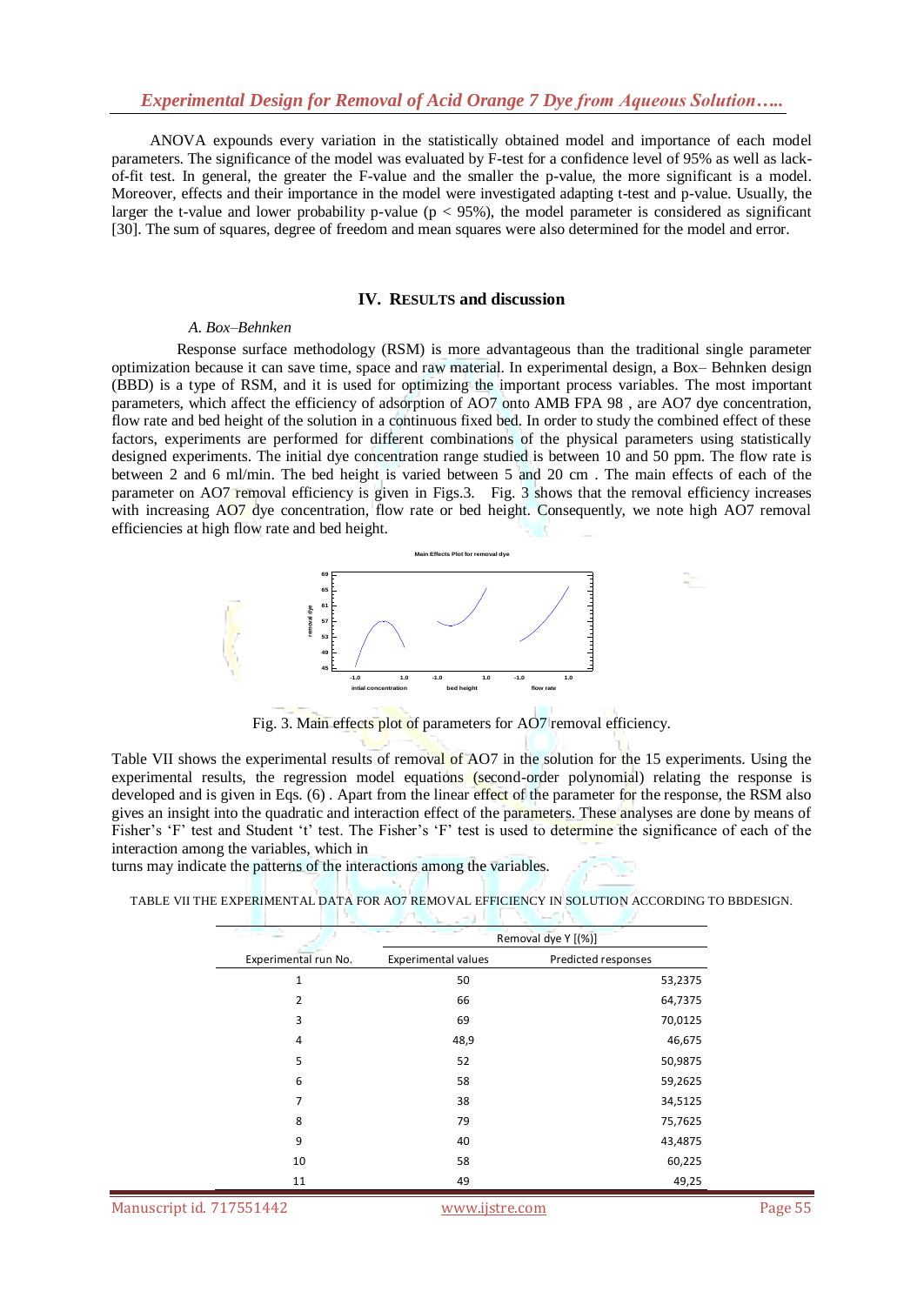ANOVA expounds every variation in the statistically obtained model and importance of each model parameters. The significance of the model was evaluated by F-test for a confidence level of 95% as well as lack-of-fit test. In general, the greater the F-value and the smaller the p-value, the more significant is a model. Moreover, effects and their importance in the model were investigated adapting t-test and p-value. Usually, the larger the t-value and lower probability p-value ($p < 95\%$), the model parameter is considered as significant [30]. The sum of squares, degree of freedom and mean squares were also determined for the model and error.

## IV. RESULTS and discussion

### *A. Box–Behnken*

Response surface methodology (RSM) is more advantageous than the traditional single parameter optimization because it can save time, space and raw material. In experimental design, a Box– Behnken design (BBD) is a type of RSM, and it is used for optimizing the important process variables. The most important parameters, which affect the efficiency of adsorption of AO7 onto AMB FPA 98 , are AO7 dye concentration, flow rate and bed height of the solution in a continuous fixed bed. In order to study the combined effect of these factors, experiments are performed for different combinations of the physical parameters using statistically designed experiments. The initial dye concentration range studied is between 10 and 50 ppm. The flow rate is between 2 and 6 ml/min. The bed height is varied between 5 and 20 cm . The main effects of each of the parameter on AO7 removal efficiency is given in Figs.3. Fig. 3 shows that the removal efficiency increases with increasing AO7 dye concentration, flow rate or bed height. Consequently, we note high AO7 removal efficiencies at high flow rate and bed height.

Fig. 3. Main effects plot of parameters for AO7 removal efficiency.

Table VII shows the experimental results of removal of AO7 in the solution for the 15 experiments. Using the experimental results, the regression model equations (second-order polynomial) relating the response is developed and is given in Eqs. (6) . Apart from the linear effect of the parameter for the response, the RSM also gives an insight into the quadratic and interaction effect of the parameters. These analyses are done by means of Fisher's 'F' test and Student 't' test. The Fisher's 'F' test is used to determine the significance of each of the interaction among the variables, which in
turns may indicate the patterns of the interactions among the variables.

TABLE VII THE EXPERIMENTAL DATA FOR AO7 REMOVAL EFFICIENCY IN SOLUTION ACCORDING TO BBDESIGN.

| | Removal dye Y [(%)] | |
|---|---|---|
| Experimental run No. | Experimental values | Predicted responses |
| 1 | 50 | 53,2375 |
| 2 | 66 | 64,7375 |
| 3 | 69 | 70,0125 |
| 4 | 48,9 | 46,675 |
| 5 | 52 | 50,9875 |
| 6 | 58 | 59,2625 |
| 7 | 38 | 34,5125 |
| 8 | 79 | 75,7625 |
| 9 | 40 | 43,4875 |
| 10 | 58 | 60,225 |
| 11 | 49 | 49,25 |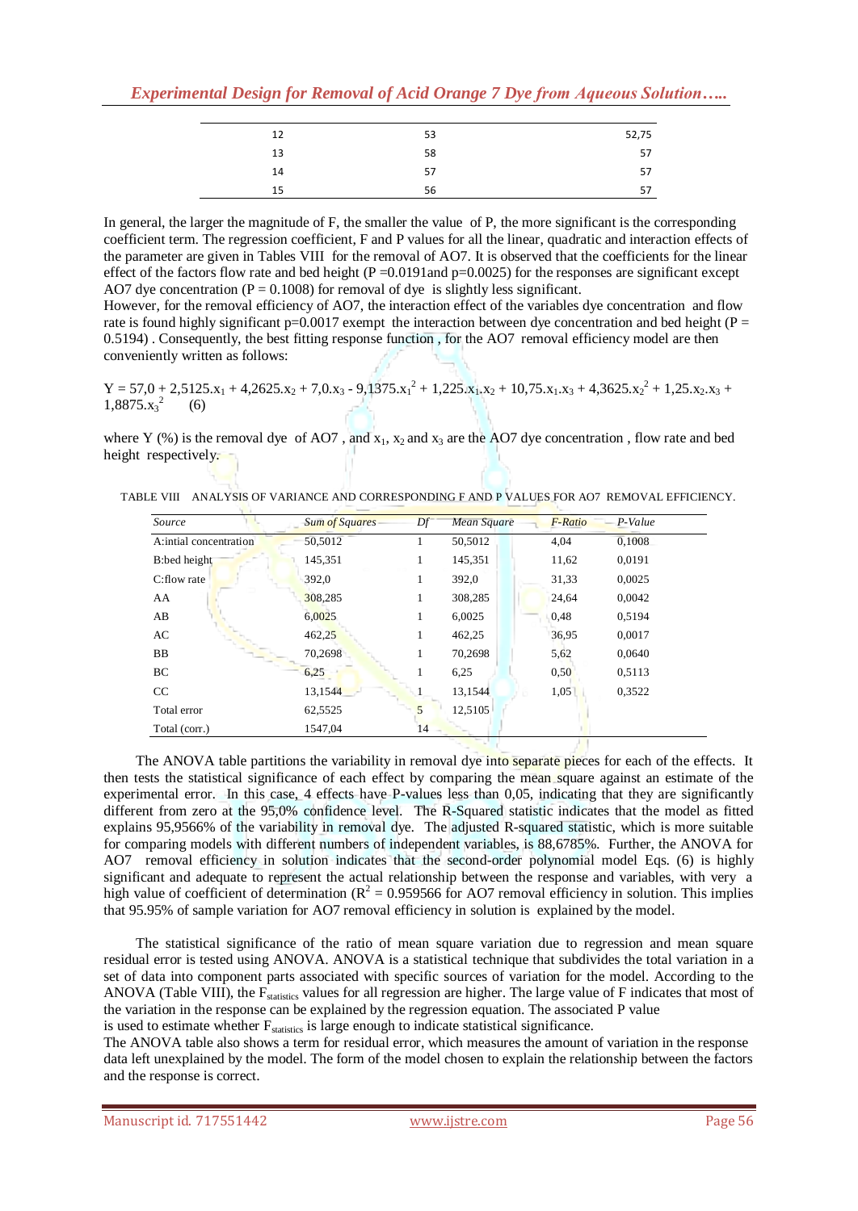| 12 | 53 | 52,75 |
|---|---|---|
| 13 | 58 | 57 |
| 14 | 57 | 57 |
| 15 | 56 | 57 |

In general, the larger the magnitude of F, the smaller the value of P, the more significant is the corresponding coefficient term. The regression coefficient, F and P values for all the linear, quadratic and interaction effects of the parameter are given in Tables VIII for the removal of AO7. It is observed that the coefficients for the linear effect of the factors flow rate and bed height (P =0.0191and p=0.0025) for the responses are significant except AO7 dye concentration (P = 0.1008) for removal of dye is slightly less significant.

However, for the removal efficiency of AO7, the interaction effect of the variables dye concentration and flow rate is found highly significant p=0.0017 exempt the interaction between dye concentration and bed height (P = 0.5194) . Consequently, the best fitting response function , for the AO7 removal efficiency model are then conveniently written as follows:

$$Y = 57{,}0 + 2{,}5125.x_1 + 4{,}2625.x_2 + 7{,}0.x_3 - 9{,}1375.x_1^2 + 1{,}225.x_1.x_2 + 10{,}75.x_1.x_3 + 4{,}3625.x_2^2 + 1{,}25.x_2.x_3 + 1{,}8875.x_3^2 \quad (6)$$

where Y (%) is the removal dye of AO7 , and $x_1$, $x_2$ and $x_3$ are the AO7 dye concentration , flow rate and bed height respectively.

TABLE VIII ANALYSIS OF VARIANCE AND CORRESPONDING F AND P VALUES FOR AO7 REMOVAL EFFICIENCY.

| *Source* | *Sum of Squares* | *Df* | *Mean Square* | *F-Ratio* | *P-Value* |
|---|---|---|---|---|---|
| A:intial concentration | 50,5012 | 1 | 50,5012 | 4,04 | 0,1008 |
| B:bed height | 145,351 | 1 | 145,351 | 11,62 | 0,0191 |
| C:flow rate | 392,0 | 1 | 392,0 | 31,33 | 0,0025 |
| AA | 308,285 | 1 | 308,285 | 24,64 | 0,0042 |
| AB | 6,0025 | 1 | 6,0025 | 0,48 | 0,5194 |
| AC | 462,25 | 1 | 462,25 | 36,95 | 0,0017 |
| BB | 70,2698 | 1 | 70,2698 | 5,62 | 0,0640 |
| BC | 6,25 | 1 | 6,25 | 0,50 | 0,5113 |
| CC | 13,1544 | 1 | 13,1544 | 1,05 | 0,3522 |
| Total error | 62,5525 | 5 | 12,5105 | | |
| Total (corr.) | 1547,04 | 14 | | | |

The ANOVA table partitions the variability in removal dye into separate pieces for each of the effects. It then tests the statistical significance of each effect by comparing the mean square against an estimate of the experimental error. In this case, 4 effects have P-values less than 0,05, indicating that they are significantly different from zero at the 95,0% confidence level. The R-Squared statistic indicates that the model as fitted explains 95,9566% of the variability in removal dye. The adjusted R-squared statistic, which is more suitable for comparing models with different numbers of independent variables, is 88,6785%. Further, the ANOVA for AO7 removal efficiency in solution indicates that the second-order polynomial model Eqs. (6) is highly significant and adequate to represent the actual relationship between the response and variables, with very a high value of coefficient of determination ($R^2$ = 0.959566 for AO7 removal efficiency in solution. This implies that 95.95% of sample variation for AO7 removal efficiency in solution is explained by the model.

The statistical significance of the ratio of mean square variation due to regression and mean square residual error is tested using ANOVA. ANOVA is a statistical technique that subdivides the total variation in a set of data into component parts associated with specific sources of variation for the model. According to the ANOVA (Table VIII), the $F_{statistics}$ values for all regression are higher. The large value of F indicates that most of the variation in the response can be explained by the regression equation. The associated P value is used to estimate whether $F_{statistics}$ is large enough to indicate statistical significance.

The ANOVA table also shows a term for residual error, which measures the amount of variation in the response data left unexplained by the model. The form of the model chosen to explain the relationship between the factors and the response is correct.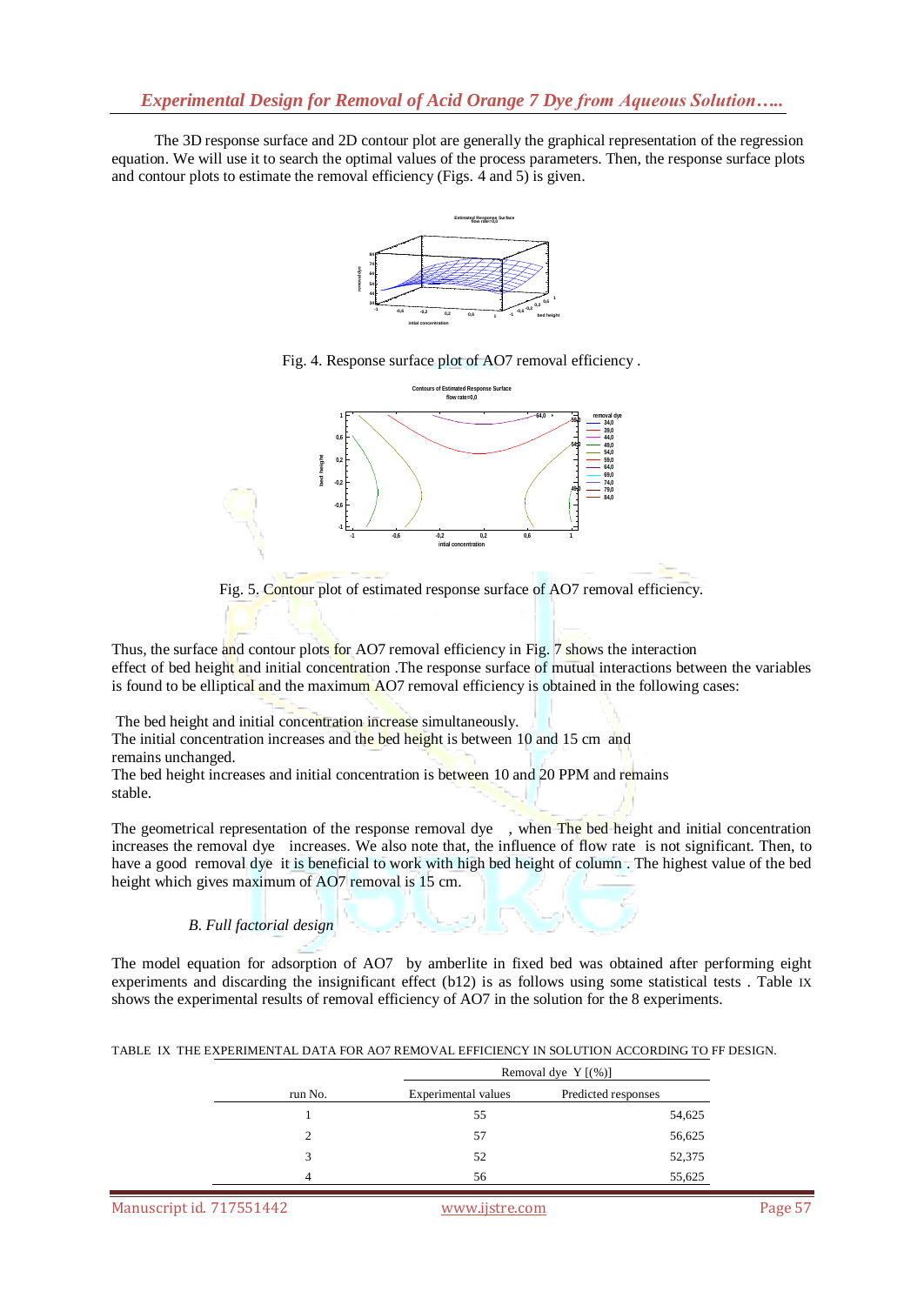The 3D response surface and 2D contour plot are generally the graphical representation of the regression equation. We will use it to search the optimal values of the process parameters. Then, the response surface plots and contour plots to estimate the removal efficiency (Figs. 4 and 5) is given.

Fig. 4. Response surface plot of AO7 removal efficiency .

Fig. 5. Contour plot of estimated response surface of AO7 removal efficiency.

Thus, the surface and contour plots for AO7 removal efficiency in Fig. 7 shows the interaction effect of bed height and initial concentration .The response surface of mutual interactions between the variables is found to be elliptical and the maximum AO7 removal efficiency is obtained in the following cases:

The bed height and initial concentration increase simultaneously.
The initial concentration increases and the bed height is between 10 and 15 cm and remains unchanged.
The bed height increases and initial concentration is between 10 and 20 PPM and remains stable.

The geometrical representation of the response removal dye , when The bed height and initial concentration increases the removal dye increases. We also note that, the influence of flow rate is not significant. Then, to have a good removal dye it is beneficial to work with high bed height of column . The highest value of the bed height which gives maximum of AO7 removal is 15 cm.

### *B. Full factorial design*

The model equation for adsorption of AO7 by amberlite in fixed bed was obtained after performing eight experiments and discarding the insignificant effect (b12) is as follows using some statistical tests . Table IX shows the experimental results of removal efficiency of AO7 in the solution for the 8 experiments.

TABLE IX THE EXPERIMENTAL DATA FOR AO7 REMOVAL EFFICIENCY IN SOLUTION ACCORDING TO FF DESIGN.

| | Removal dye Y [(%)] | |
|---|---|---|
| run No. | Experimental values | Predicted responses |
| 1 | 55 | 54,625 |
| 2 | 57 | 56,625 |
| 3 | 52 | 52,375 |
| 4 | 56 | 55,625 |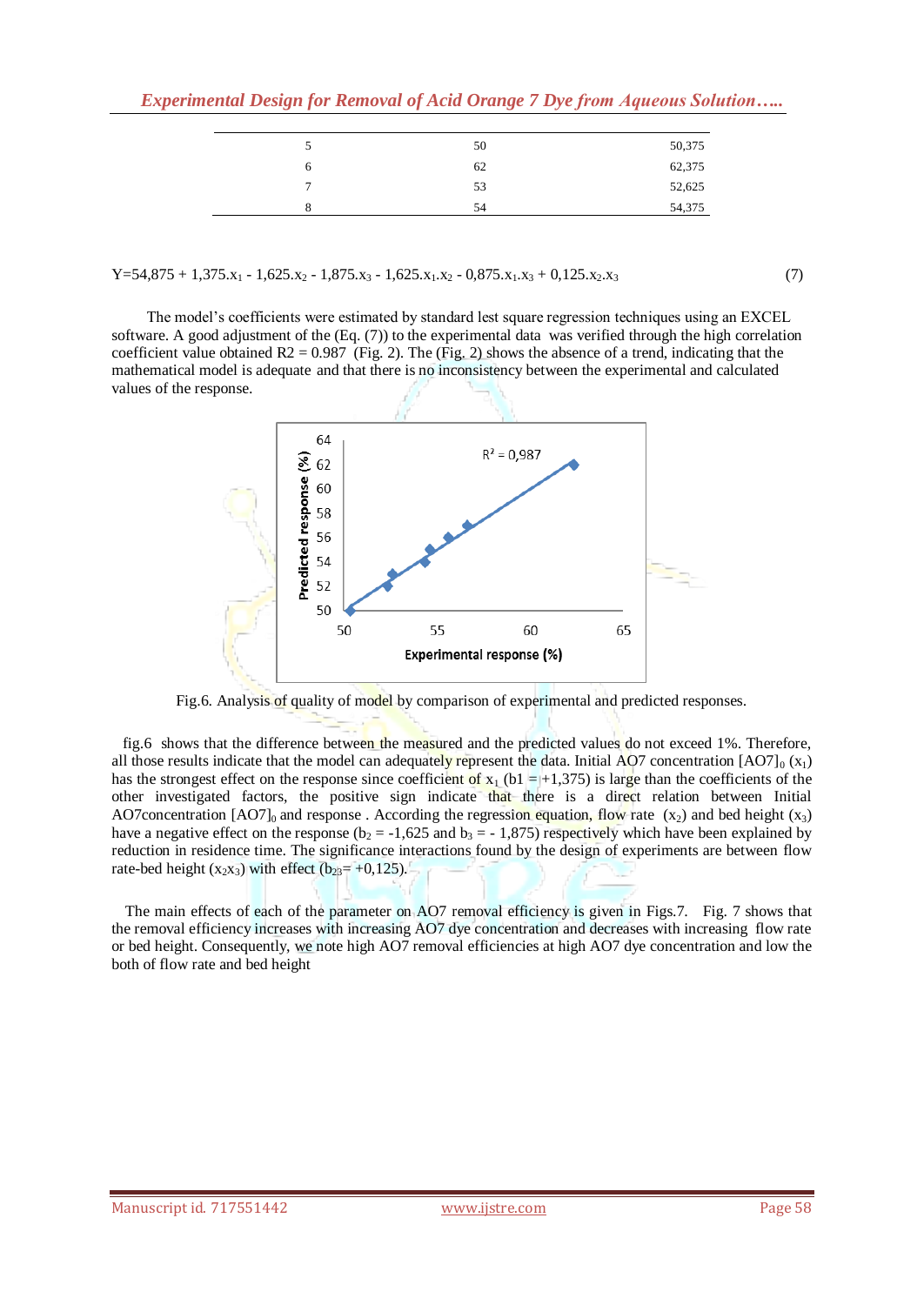| | | |
|---|---|---|
| 5 | 50 | 50,375 |
| 6 | 62 | 62,375 |
| 7 | 53 | 52,625 |
| 8 | 54 | 54,375 |

$$Y=54,875 + 1,375.x_1 - 1,625.x_2 - 1,875.x_3 - 1,625.x_1.x_2 - 0,875.x_1.x_3 + 0,125.x_2.x_3 \quad (7)$$

The model's coefficients were estimated by standard lest square regression techniques using an EXCEL software. A good adjustment of the (Eq. (7)) to the experimental data was verified through the high correlation coefficient value obtained R2 = 0.987 (Fig. 2). The (Fig. 2) shows the absence of a trend, indicating that the mathematical model is adequate and that there is no inconsistency between the experimental and calculated values of the response.

Fig.6. Analysis of quality of model by comparison of experimental and predicted responses.

fig.6 shows that the difference between the measured and the predicted values do not exceed 1%. Therefore, all those results indicate that the model can adequately represent the data. Initial AO7 concentration $[AO7]_0$ ($x_1$) has the strongest effect on the response since coefficient of $x_1$ (b1 = +1,375) is large than the coefficients of the other investigated factors, the positive sign indicate that there is a direct relation between Initial AO7concentration $[AO7]_0$ and response . According the regression equation, flow rate ($x_2$) and bed height ($x_3$) have a negative effect on the response ($b_2$ = -1,625 and $b_3$ = - 1,875) respectively which have been explained by reduction in residence time. The significance interactions found by the design of experiments are between flow rate-bed height ($x_2x_3$) with effect ($b_{23}$= +0,125).

The main effects of each of the parameter on AO7 removal efficiency is given in Figs.7. Fig. 7 shows that the removal efficiency increases with increasing AO7 dye concentration and decreases with increasing flow rate or bed height. Consequently, we note high AO7 removal efficiencies at high AO7 dye concentration and low the both of flow rate and bed height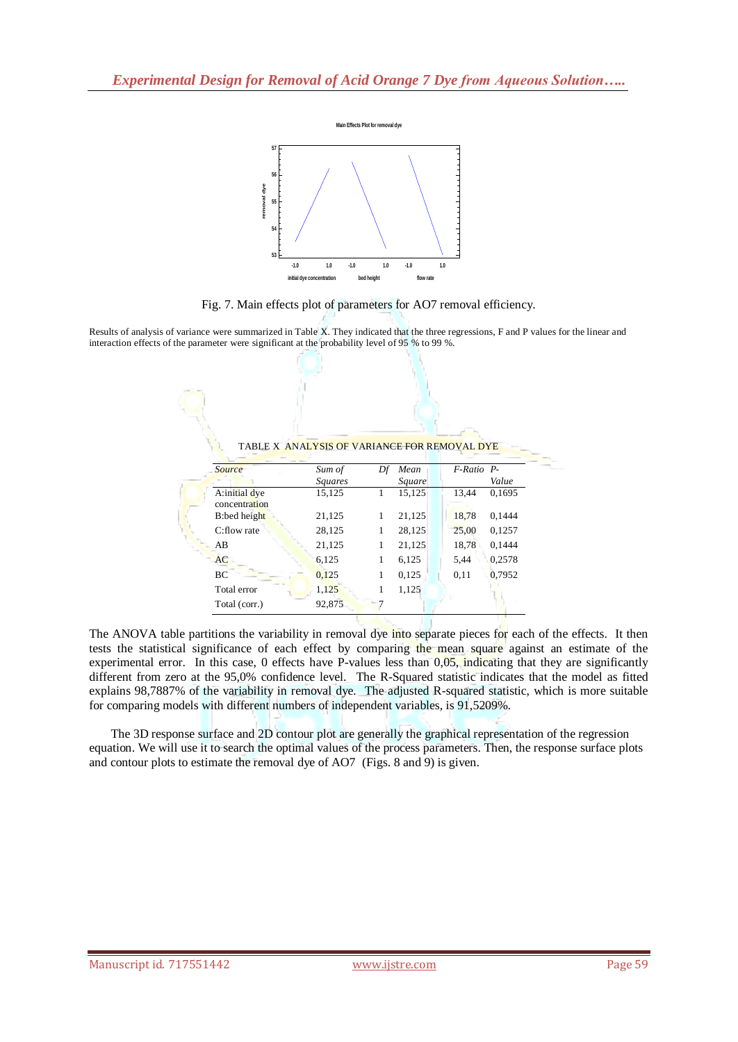Fig. 7. Main effects plot of parameters for AO7 removal efficiency.

Results of analysis of variance were summarized in Table X. They indicated that the three regressions, F and P values for the linear and interaction effects of the parameter were significant at the probability level of 95 % to 99 %.

TABLE X ANALYSIS OF VARIANCE FOR REMOVAL DYE

| *Source* | *Sum of Squares* | *Df* | *Mean Square* | *F-Ratio* | *P-Value* |
|---|---|---|---|---|---|
| A:initial dye concentration | 15,125 | 1 | 15,125 | 13,44 | 0,1695 |
| B:bed height | 21,125 | 1 | 21,125 | 18,78 | 0,1444 |
| C:flow rate | 28,125 | 1 | 28,125 | 25,00 | 0,1257 |
| AB | 21,125 | 1 | 21,125 | 18,78 | 0,1444 |
| AC | 6,125 | 1 | 6,125 | 5,44 | 0,2578 |
| BC | 0,125 | 1 | 0,125 | 0,11 | 0,7952 |
| Total error | 1,125 | 1 | 1,125 | | |
| Total (corr.) | 92,875 | 7 | | | |

The ANOVA table partitions the variability in removal dye into separate pieces for each of the effects. It then tests the statistical significance of each effect by comparing the mean square against an estimate of the experimental error. In this case, 0 effects have P-values less than 0,05, indicating that they are significantly different from zero at the 95,0% confidence level. The R-Squared statistic indicates that the model as fitted explains 98,7887% of the variability in removal dye. The adjusted R-squared statistic, which is more suitable for comparing models with different numbers of independent variables, is 91,5209%.

The 3D response surface and 2D contour plot are generally the graphical representation of the regression equation. We will use it to search the optimal values of the process parameters. Then, the response surface plots and contour plots to estimate the removal dye of AO7 (Figs. 8 and 9) is given.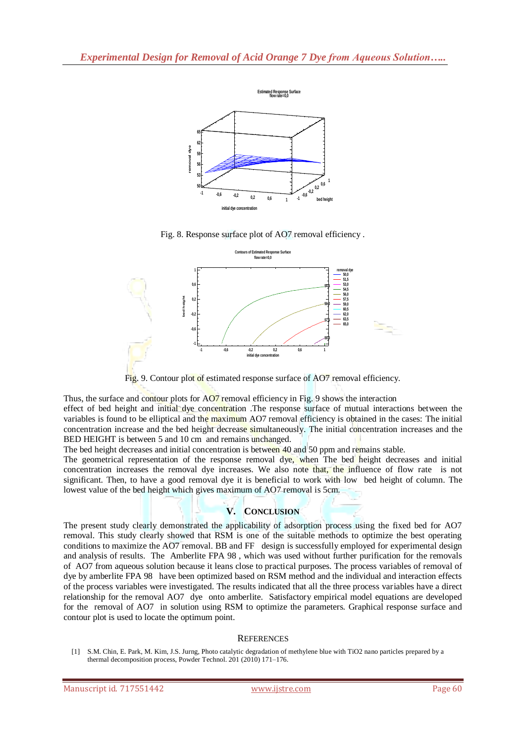Fig. 8. Response surface plot of AO7 removal efficiency .

Fig. 9. Contour plot of estimated response surface of AO7 removal efficiency.

Thus, the surface and contour plots for AO7 removal efficiency in Fig. 9 shows the interaction effect of bed height and initial dye concentration .The response surface of mutual interactions between the variables is found to be elliptical and the maximum AO7 removal efficiency is obtained in the cases: The initial concentration increase and the bed height decrease simultaneously. The initial concentration increases and the BED HEIGHT is between 5 and 10 cm and remains unchanged.

The bed height decreases and initial concentration is between 40 and 50 ppm and remains stable.

The geometrical representation of the response removal dye, when The bed height decreases and initial concentration increases the removal dye increases. We also note that, the influence of flow rate is not significant. Then, to have a good removal dye it is beneficial to work with low bed height of column. The lowest value of the bed height which gives maximum of AO7 removal is 5cm.

## V. Conclusion

The present study clearly demonstrated the applicability of adsorption process using the fixed bed for AO7 removal. This study clearly showed that RSM is one of the suitable methods to optimize the best operating conditions to maximize the AO7 removal. BB and FF design is successfully employed for experimental design and analysis of results. The Amberlite FPA 98 , which was used without further purification for the removals of AO7 from aqueous solution because it leans close to practical purposes. The process variables of removal of dye by amberlite FPA 98 have been optimized based on RSM method and the individual and interaction effects of the process variables were investigated. The results indicated that all the three process variables have a direct relationship for the removal AO7 dye onto amberlite. Satisfactory empirical model equations are developed for the removal of AO7 in solution using RSM to optimize the parameters. Graphical response surface and contour plot is used to locate the optimum point.

## References

[1] S.M. Chin, E. Park, M. Kim, J.S. Jurng, Photo catalytic degradation of methylene blue with TiO2 nano particles prepared by a thermal decomposition process, Powder Technol. 201 (2010) 171–176.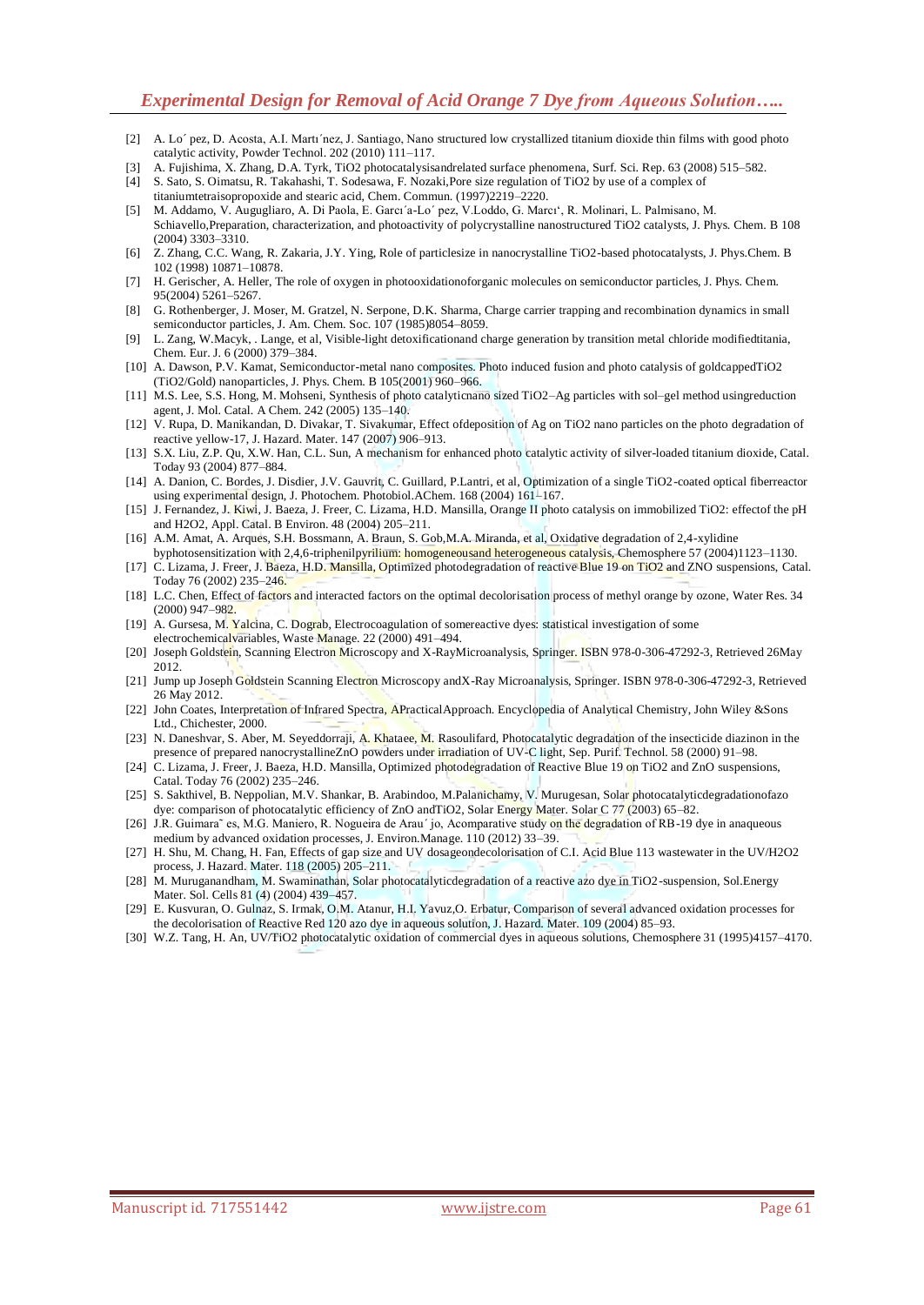[2] A. Lo´ pez, D. Acosta, A.I. Martı´nez, J. Santiago, Nano structured low crystallized titanium dioxide thin films with good photo catalytic activity, Powder Technol. 202 (2010) 111–117.

[3] A. Fujishima, X. Zhang, D.A. Tyrk, $TiO_2$ photocatalysisandrelated surface phenomena, Surf. Sci. Rep. 63 (2008) 515–582.

[4] S. Sato, S. Oimatsu, R. Takahashi, T. Sodesawa, F. Nozaki,Pore size regulation of $TiO_2$ by use of a complex of titaniumtetraisopropoxide and stearic acid, Chem. Commun. (1997)2219–2220.

[5] M. Addamo, V. Augugliaro, A. Di Paola, E. Garcı´a-Lo´ pez, V.Loddo, G. Marcı', R. Molinari, L. Palmisano, M. Schiavello,Preparation, characterization, and photoactivity of polycrystalline nanostructured $TiO_2$ catalysts, J. Phys. Chem. B 108 (2004) 3303–3310.

[6] Z. Zhang, C.C. Wang, R. Zakaria, J.Y. Ying, Role of particlesize in nanocrystalline $TiO_2$-based photocatalysts, J. Phys.Chem. B 102 (1998) 10871–10878.

[7] H. Gerischer, A. Heller, The role of oxygen in photooxidationoforganic molecules on semiconductor particles, J. Phys. Chem. 95(2004) 5261–5267.

[8] G. Rothenberger, J. Moser, M. Gratzel, N. Serpone, D.K. Sharma, Charge carrier trapping and recombination dynamics in small semiconductor particles, J. Am. Chem. Soc. 107 (1985)8054–8059.

[9] L. Zang, W.Macyk, . Lange, et al, Visible-light detoxificationand charge generation by transition metal chloride modifiedtitania, Chem. Eur. J. 6 (2000) 379–384.

[10] A. Dawson, P.V. Kamat, Semiconductor-metal nano composites. Photo induced fusion and photo catalysis of goldcappedTiO2 ($TiO_2$/Gold) nanoparticles, J. Phys. Chem. B 105(2001) 960–966.

[11] M.S. Lee, S.S. Hong, M. Mohseni, Synthesis of photo catalyticnano sized $TiO_2$–Ag particles with sol–gel method usingreduction agent, J. Mol. Catal. A Chem. 242 (2005) 135–140.

[12] V. Rupa, D. Manikandan, D. Divakar, T. Sivakumar, Effect ofdeposition of Ag on $TiO_2$ nano particles on the photo degradation of reactive yellow-17, J. Hazard. Mater. 147 (2007) 906–913.

[13] S.X. Liu, Z.P. Qu, X.W. Han, C.L. Sun, A mechanism for enhanced photo catalytic activity of silver-loaded titanium dioxide, Catal. Today 93 (2004) 877–884.

[14] A. Danion, C. Bordes, J. Disdier, J.V. Gauvrit, C. Guillard, P.Lantri, et al, Optimization of a single $TiO_2$-coated optical fiberreactor using experimental design, J. Photochem. Photobiol.AChem. 168 (2004) 161–167.

[15] J. Fernandez, J. Kiwi, J. Baeza, J. Freer, C. Lizama, H.D. Mansilla, Orange II photo catalysis on immobilized $TiO_2$: effectof the pH and $H_2O_2$, Appl. Catal. B Environ. 48 (2004) 205–211.

[16] A.M. Amat, A. Arques, S.H. Bossmann, A. Braun, S. Gob,M.A. Miranda, et al, Oxidative degradation of 2,4-xylidine byphotosensitization with 2,4,6-triphenilpyrilium: homogeneousand heterogeneous catalysis, Chemosphere 57 (2004)1123–1130.

[17] C. Lizama, J. Freer, J. Baeza, H.D. Mansilla, Optimized photodegradation of reactive Blue 19 on $TiO_2$ and ZNO suspensions, Catal. Today 76 (2002) 235–246.

[18] L.C. Chen, Effect of factors and interacted factors on the optimal decolorisation process of methyl orange by ozone, Water Res. 34 (2000) 947–982.

[19] A. Gursesa, M. Yalcina, C. Dograb, Electrocoagulation of somereactive dyes: statistical investigation of some electrochemicalvariables, Waste Manage. 22 (2000) 491–494.

[20] Joseph Goldstein, Scanning Electron Microscopy and X-RayMicroanalysis, Springer. ISBN 978-0-306-47292-3, Retrieved 26May 2012.

[21] Jump up Joseph Goldstein Scanning Electron Microscopy andX-Ray Microanalysis, Springer. ISBN 978-0-306-47292-3, Retrieved 26 May 2012.

[22] John Coates, Interpretation of Infrared Spectra, APracticalApproach. Encyclopedia of Analytical Chemistry, John Wiley &Sons Ltd., Chichester, 2000.

[23] N. Daneshvar, S. Aber, M. Seyeddorraji, A. Khataee, M. Rasoulifard, Photocatalytic degradation of the insecticide diazinon in the presence of prepared nanocrystallineZnO powders under irradiation of UV-C light, Sep. Purif. Technol. 58 (2000) 91–98.

[24] C. Lizama, J. Freer, J. Baeza, H.D. Mansilla, Optimized photodegradation of Reactive Blue 19 on $TiO_2$ and ZnO suspensions, Catal. Today 76 (2002) 235–246.

[25] S. Sakthivel, B. Neppolian, M.V. Shankar, B. Arabindoo, M.Palanichamy, V. Murugesan, Solar photocatalyticdegradationofazo dye: comparison of photocatalytic efficiency of ZnO and$TiO_2$, Solar Energy Mater. Solar C 77 (2003) 65–82.

[26] J.R. Guimara˜ es, M.G. Maniero, R. Nogueira de Arau´ jo, Acomparative study on the degradation of RB-19 dye in anaqueous medium by advanced oxidation processes, J. Environ.Manage. 110 (2012) 33–39.

[27] H. Shu, M. Chang, H. Fan, Effects of gap size and UV dosageondecolorisation of C.I. Acid Blue 113 wastewater in the UV/$H_2O_2$ process, J. Hazard. Mater. 118 (2005) 205–211.

[28] M. Muruganandham, M. Swaminathan, Solar photocatalyticdegradation of a reactive azo dye in $TiO_2$-suspension, Sol.Energy Mater. Sol. Cells 81 (4) (2004) 439–457.

[29] E. Kusvuran, O. Gulnaz, S. Irmak, O.M. Atanur, H.I. Yavuz,O. Erbatur, Comparison of several advanced oxidation processes for the decolorisation of Reactive Red 120 azo dye in aqueous solution, J. Hazard. Mater. 109 (2004) 85–93.

[30] W.Z. Tang, H. An, UV/$TiO_2$ photocatalytic oxidation of commercial dyes in aqueous solutions, Chemosphere 31 (1995)4157–4170.